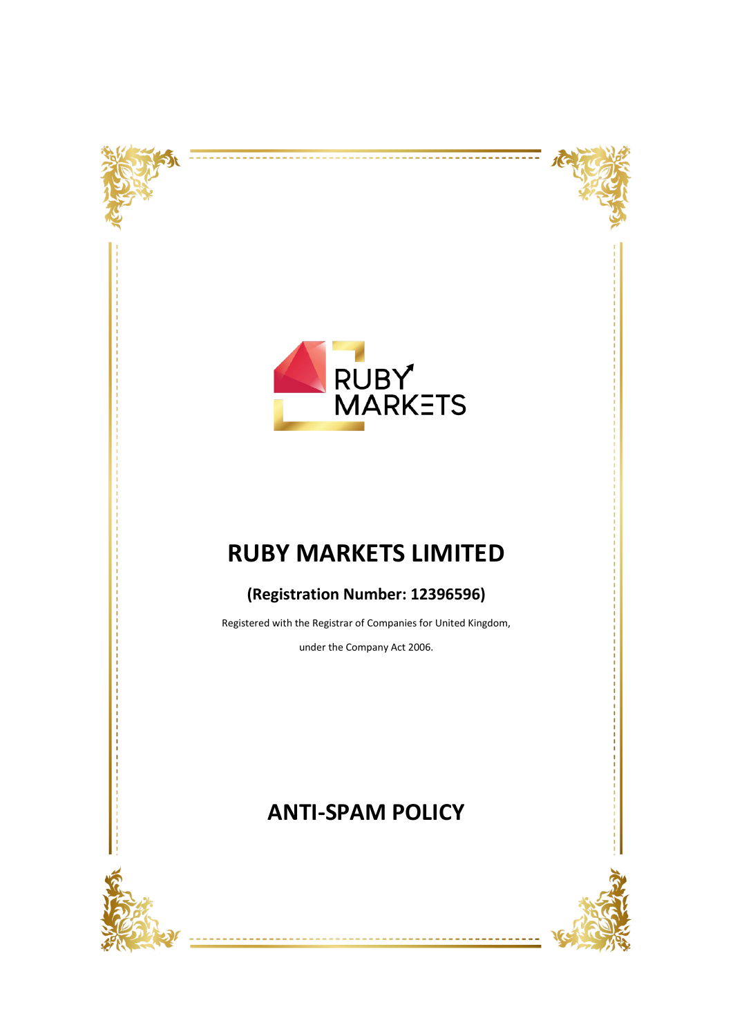RUBY MARKETS

# RUBY MARKETS LIMITED

**(Registration Number: 12396596)**

Registered with the Registrar of Companies for United Kingdom,

under the Company Act 2006.

# ANTI-SPAM POLICY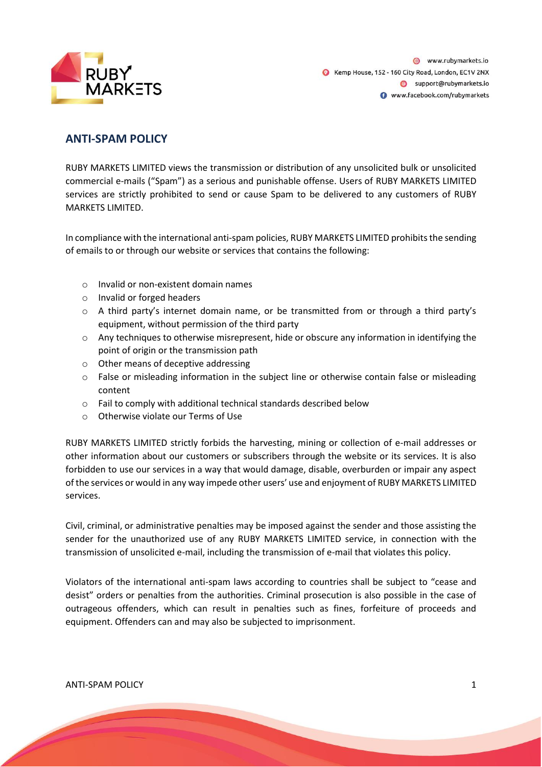## ANTI-SPAM POLICY

RUBY MARKETS LIMITED views the transmission or distribution of any unsolicited bulk or unsolicited commercial e-mails ("Spam") as a serious and punishable offense. Users of RUBY MARKETS LIMITED services are strictly prohibited to send or cause Spam to be delivered to any customers of RUBY MARKETS LIMITED.

In compliance with the international anti-spam policies, RUBY MARKETS LIMITED prohibits the sending of emails to or through our website or services that contains the following:

- Invalid or non-existent domain names
- Invalid or forged headers
- A third party's internet domain name, or be transmitted from or through a third party's equipment, without permission of the third party
- Any techniques to otherwise misrepresent, hide or obscure any information in identifying the point of origin or the transmission path
- Other means of deceptive addressing
- False or misleading information in the subject line or otherwise contain false or misleading content
- Fail to comply with additional technical standards described below
- Otherwise violate our Terms of Use

RUBY MARKETS LIMITED strictly forbids the harvesting, mining or collection of e-mail addresses or other information about our customers or subscribers through the website or its services. It is also forbidden to use our services in a way that would damage, disable, overburden or impair any aspect of the services or would in any way impede other users' use and enjoyment of RUBY MARKETS LIMITED services.

Civil, criminal, or administrative penalties may be imposed against the sender and those assisting the sender for the unauthorized use of any RUBY MARKETS LIMITED service, in connection with the transmission of unsolicited e-mail, including the transmission of e-mail that violates this policy.

Violators of the international anti-spam laws according to countries shall be subject to "cease and desist" orders or penalties from the authorities. Criminal prosecution is also possible in the case of outrageous offenders, which can result in penalties such as fines, forfeiture of proceeds and equipment. Offenders can and may also be subjected to imprisonment.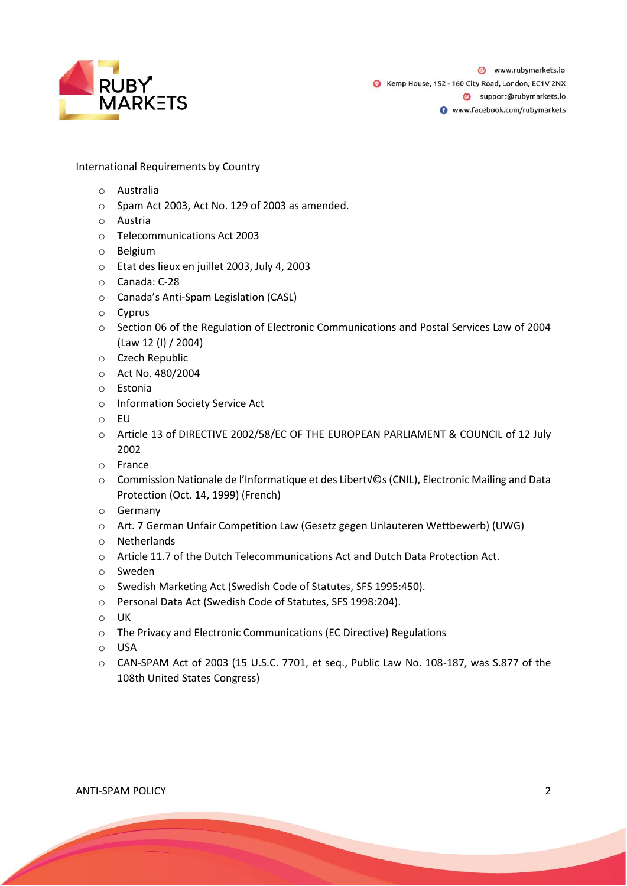International Requirements by Country

- Australia
- Spam Act 2003, Act No. 129 of 2003 as amended.
- Austria
- Telecommunications Act 2003
- Belgium
- Etat des lieux en juillet 2003, July 4, 2003
- Canada: C-28
- Canada's Anti-Spam Legislation (CASL)
- Cyprus
- Section 06 of the Regulation of Electronic Communications and Postal Services Law of 2004 (Law 12 (I) / 2004)
- Czech Republic
- Act No. 480/2004
- Estonia
- Information Society Service Act
- EU
- Article 13 of DIRECTIVE 2002/58/EC OF THE EUROPEAN PARLIAMENT & COUNCIL of 12 July 2002
- France
- Commission Nationale de l'Informatique et des Libertv©s (CNIL), Electronic Mailing and Data Protection (Oct. 14, 1999) (French)
- Germany
- Art. 7 German Unfair Competition Law (Gesetz gegen Unlauteren Wettbewerb) (UWG)
- Netherlands
- Article 11.7 of the Dutch Telecommunications Act and Dutch Data Protection Act.
- Sweden
- Swedish Marketing Act (Swedish Code of Statutes, SFS 1995:450).
- Personal Data Act (Swedish Code of Statutes, SFS 1998:204).
- UK
- The Privacy and Electronic Communications (EC Directive) Regulations
- USA
- CAN-SPAM Act of 2003 (15 U.S.C. 7701, et seq., Public Law No. 108-187, was S.877 of the 108th United States Congress)